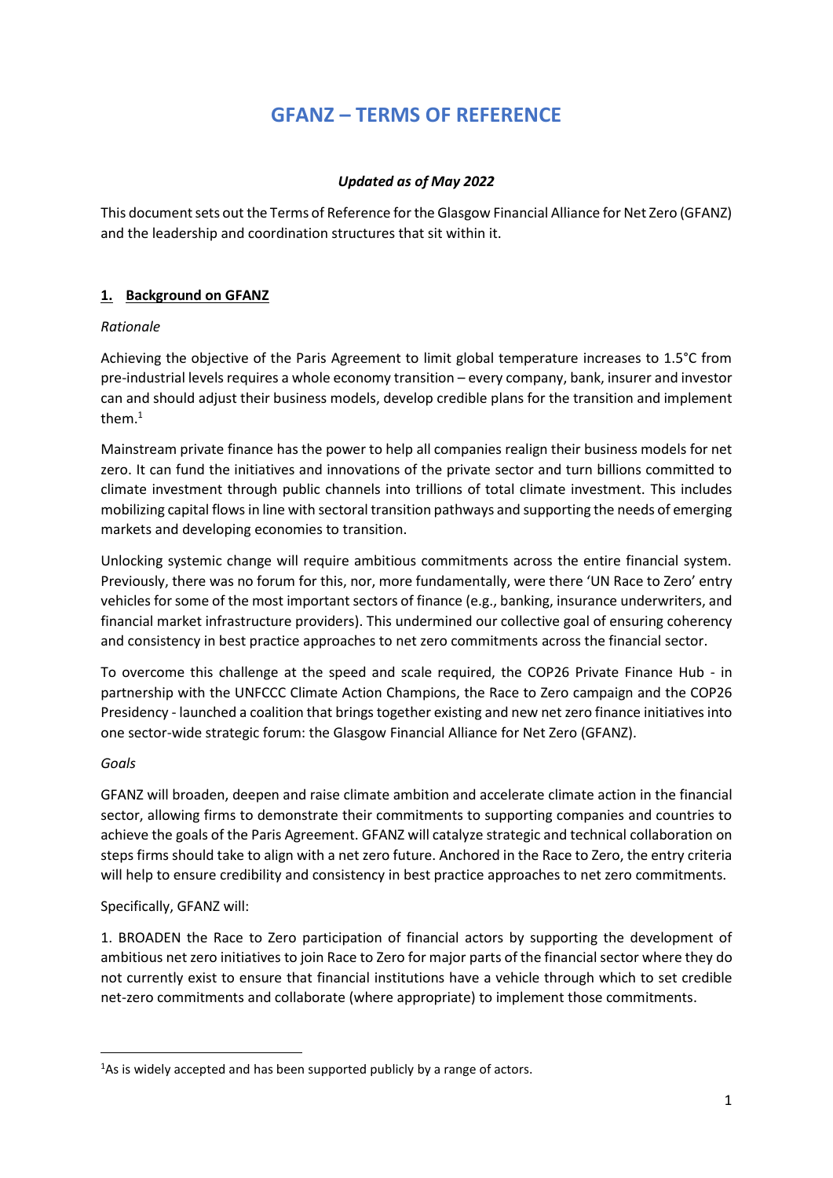# GFANZ – TERMS OF REFERENCE

***Updated as of May 2022***

This document sets out the Terms of Reference for the Glasgow Financial Alliance for Net Zero (GFANZ) and the leadership and coordination structures that sit within it.

## 1. Background on GFANZ

*Rationale*

Achieving the objective of the Paris Agreement to limit global temperature increases to 1.5°C from pre-industrial levels requires a whole economy transition – every company, bank, insurer and investor can and should adjust their business models, develop credible plans for the transition and implement them.[1]

Mainstream private finance has the power to help all companies realign their business models for net zero. It can fund the initiatives and innovations of the private sector and turn billions committed to climate investment through public channels into trillions of total climate investment. This includes mobilizing capital flows in line with sectoral transition pathways and supporting the needs of emerging markets and developing economies to transition.

Unlocking systemic change will require ambitious commitments across the entire financial system. Previously, there was no forum for this, nor, more fundamentally, were there 'UN Race to Zero' entry vehicles for some of the most important sectors of finance (e.g., banking, insurance underwriters, and financial market infrastructure providers). This undermined our collective goal of ensuring coherency and consistency in best practice approaches to net zero commitments across the financial sector.

To overcome this challenge at the speed and scale required, the COP26 Private Finance Hub - in partnership with the UNFCCC Climate Action Champions, the Race to Zero campaign and the COP26 Presidency - launched a coalition that brings together existing and new net zero finance initiatives into one sector-wide strategic forum: the Glasgow Financial Alliance for Net Zero (GFANZ).

*Goals*

GFANZ will broaden, deepen and raise climate ambition and accelerate climate action in the financial sector, allowing firms to demonstrate their commitments to supporting companies and countries to achieve the goals of the Paris Agreement. GFANZ will catalyze strategic and technical collaboration on steps firms should take to align with a net zero future. Anchored in the Race to Zero, the entry criteria will help to ensure credibility and consistency in best practice approaches to net zero commitments.

Specifically, GFANZ will:

1. BROADEN the Race to Zero participation of financial actors by supporting the development of ambitious net zero initiatives to join Race to Zero for major parts of the financial sector where they do not currently exist to ensure that financial institutions have a vehicle through which to set credible net-zero commitments and collaborate (where appropriate) to implement those commitments.

[1] As is widely accepted and has been supported publicly by a range of actors.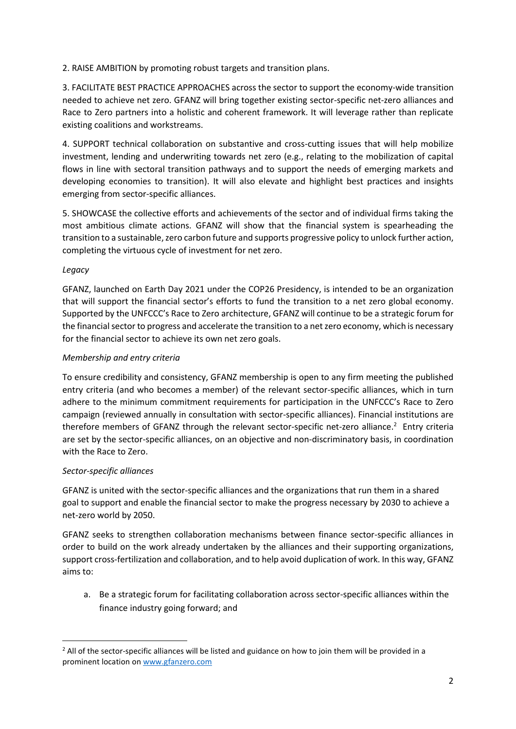2. RAISE AMBITION by promoting robust targets and transition plans.

3. FACILITATE BEST PRACTICE APPROACHES across the sector to support the economy-wide transition needed to achieve net zero. GFANZ will bring together existing sector-specific net-zero alliances and Race to Zero partners into a holistic and coherent framework. It will leverage rather than replicate existing coalitions and workstreams.

4. SUPPORT technical collaboration on substantive and cross-cutting issues that will help mobilize investment, lending and underwriting towards net zero (e.g., relating to the mobilization of capital flows in line with sectoral transition pathways and to support the needs of emerging markets and developing economies to transition). It will also elevate and highlight best practices and insights emerging from sector-specific alliances.

5. SHOWCASE the collective efforts and achievements of the sector and of individual firms taking the most ambitious climate actions. GFANZ will show that the financial system is spearheading the transition to a sustainable, zero carbon future and supports progressive policy to unlock further action, completing the virtuous cycle of investment for net zero.

*Legacy*

GFANZ, launched on Earth Day 2021 under the COP26 Presidency, is intended to be an organization that will support the financial sector's efforts to fund the transition to a net zero global economy. Supported by the UNFCCC's Race to Zero architecture, GFANZ will continue to be a strategic forum for the financial sector to progress and accelerate the transition to a net zero economy, which is necessary for the financial sector to achieve its own net zero goals.

*Membership and entry criteria*

To ensure credibility and consistency, GFANZ membership is open to any firm meeting the published entry criteria (and who becomes a member) of the relevant sector-specific alliances, which in turn adhere to the minimum commitment requirements for participation in the UNFCCC's Race to Zero campaign (reviewed annually in consultation with sector-specific alliances). Financial institutions are therefore members of GFANZ through the relevant sector-specific net-zero alliance.[2] Entry criteria are set by the sector-specific alliances, on an objective and non-discriminatory basis, in coordination with the Race to Zero.

*Sector-specific alliances*

GFANZ is united with the sector-specific alliances and the organizations that run them in a shared goal to support and enable the financial sector to make the progress necessary by 2030 to achieve a net-zero world by 2050.

GFANZ seeks to strengthen collaboration mechanisms between finance sector-specific alliances in order to build on the work already undertaken by the alliances and their supporting organizations, support cross-fertilization and collaboration, and to help avoid duplication of work. In this way, GFANZ aims to:

a. Be a strategic forum for facilitating collaboration across sector-specific alliances within the finance industry going forward; and

---

[2] All of the sector-specific alliances will be listed and guidance on how to join them will be provided in a prominent location on www.gfanzero.com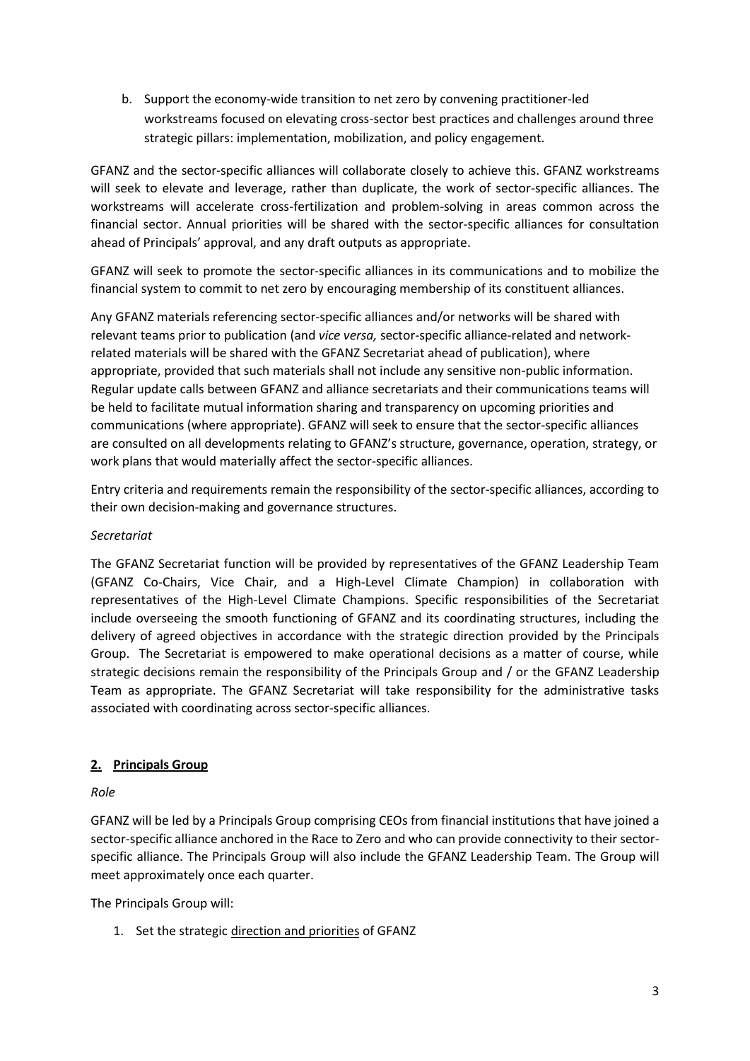b. Support the economy-wide transition to net zero by convening practitioner-led workstreams focused on elevating cross-sector best practices and challenges around three strategic pillars: implementation, mobilization, and policy engagement.

GFANZ and the sector-specific alliances will collaborate closely to achieve this. GFANZ workstreams will seek to elevate and leverage, rather than duplicate, the work of sector-specific alliances. The workstreams will accelerate cross-fertilization and problem-solving in areas common across the financial sector. Annual priorities will be shared with the sector-specific alliances for consultation ahead of Principals' approval, and any draft outputs as appropriate.

GFANZ will seek to promote the sector-specific alliances in its communications and to mobilize the financial system to commit to net zero by encouraging membership of its constituent alliances.

Any GFANZ materials referencing sector-specific alliances and/or networks will be shared with relevant teams prior to publication (and *vice versa,* sector-specific alliance-related and network-related materials will be shared with the GFANZ Secretariat ahead of publication), where appropriate, provided that such materials shall not include any sensitive non-public information. Regular update calls between GFANZ and alliance secretariats and their communications teams will be held to facilitate mutual information sharing and transparency on upcoming priorities and communications (where appropriate). GFANZ will seek to ensure that the sector-specific alliances are consulted on all developments relating to GFANZ's structure, governance, operation, strategy, or work plans that would materially affect the sector-specific alliances.

Entry criteria and requirements remain the responsibility of the sector-specific alliances, according to their own decision-making and governance structures.

*Secretariat*

The GFANZ Secretariat function will be provided by representatives of the GFANZ Leadership Team (GFANZ Co-Chairs, Vice Chair, and a High-Level Climate Champion) in collaboration with representatives of the High-Level Climate Champions. Specific responsibilities of the Secretariat include overseeing the smooth functioning of GFANZ and its coordinating structures, including the delivery of agreed objectives in accordance with the strategic direction provided by the Principals Group. The Secretariat is empowered to make operational decisions as a matter of course, while strategic decisions remain the responsibility of the Principals Group and / or the GFANZ Leadership Team as appropriate. The GFANZ Secretariat will take responsibility for the administrative tasks associated with coordinating across sector-specific alliances.

## 2. Principals Group

*Role*

GFANZ will be led by a Principals Group comprising CEOs from financial institutions that have joined a sector-specific alliance anchored in the Race to Zero and who can provide connectivity to their sector-specific alliance. The Principals Group will also include the GFANZ Leadership Team. The Group will meet approximately once each quarter.

The Principals Group will:

1. Set the strategic direction and priorities of GFANZ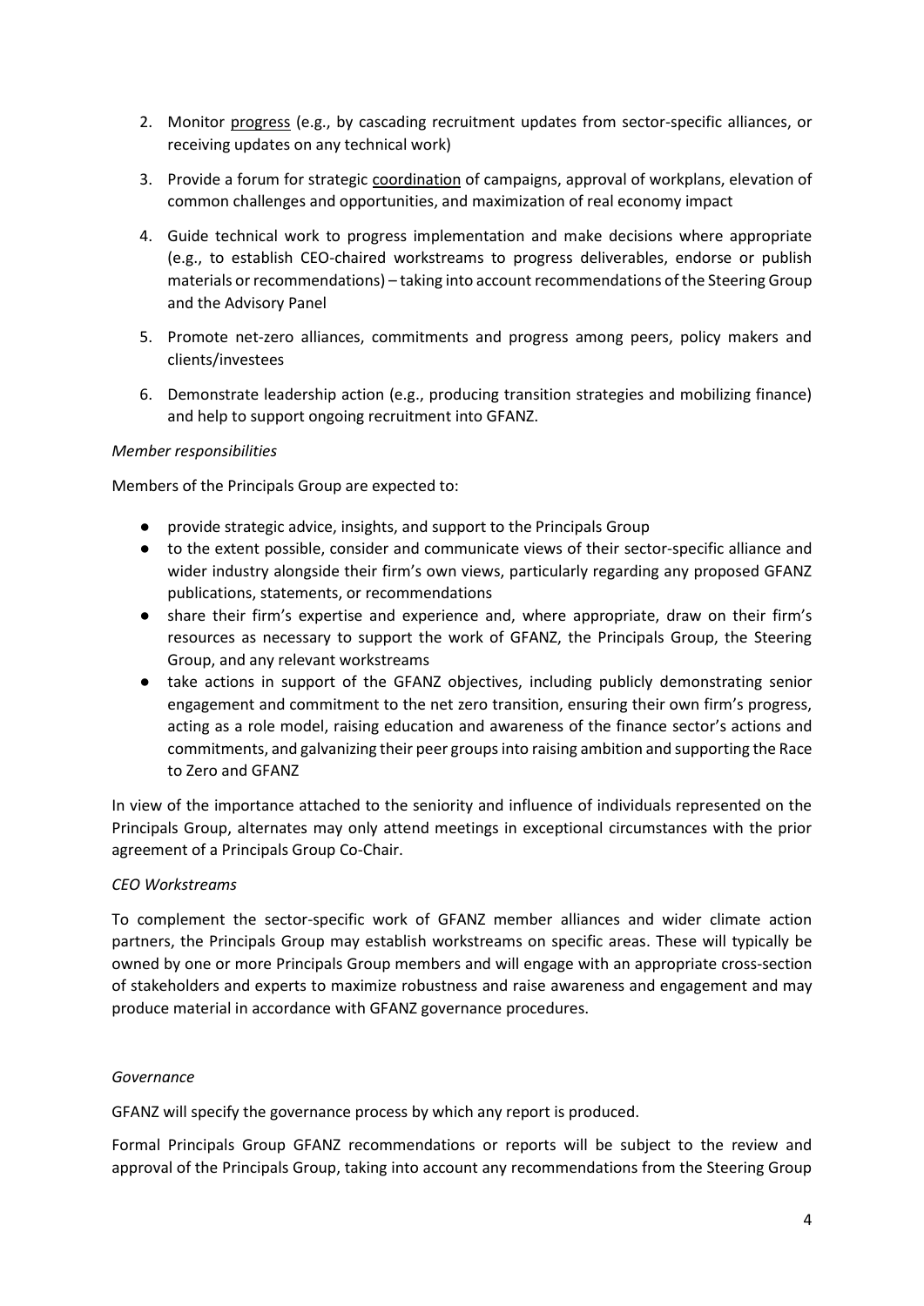2. Monitor progress (e.g., by cascading recruitment updates from sector-specific alliances, or receiving updates on any technical work)
3. Provide a forum for strategic coordination of campaigns, approval of workplans, elevation of common challenges and opportunities, and maximization of real economy impact
4. Guide technical work to progress implementation and make decisions where appropriate (e.g., to establish CEO-chaired workstreams to progress deliverables, endorse or publish materials or recommendations) – taking into account recommendations of the Steering Group and the Advisory Panel
5. Promote net-zero alliances, commitments and progress among peers, policy makers and clients/investees
6. Demonstrate leadership action (e.g., producing transition strategies and mobilizing finance) and help to support ongoing recruitment into GFANZ.

*Member responsibilities*

Members of the Principals Group are expected to:

- provide strategic advice, insights, and support to the Principals Group
- to the extent possible, consider and communicate views of their sector-specific alliance and wider industry alongside their firm's own views, particularly regarding any proposed GFANZ publications, statements, or recommendations
- share their firm's expertise and experience and, where appropriate, draw on their firm's resources as necessary to support the work of GFANZ, the Principals Group, the Steering Group, and any relevant workstreams
- take actions in support of the GFANZ objectives, including publicly demonstrating senior engagement and commitment to the net zero transition, ensuring their own firm's progress, acting as a role model, raising education and awareness of the finance sector's actions and commitments, and galvanizing their peer groups into raising ambition and supporting the Race to Zero and GFANZ

In view of the importance attached to the seniority and influence of individuals represented on the Principals Group, alternates may only attend meetings in exceptional circumstances with the prior agreement of a Principals Group Co-Chair.

*CEO Workstreams*

To complement the sector-specific work of GFANZ member alliances and wider climate action partners, the Principals Group may establish workstreams on specific areas. These will typically be owned by one or more Principals Group members and will engage with an appropriate cross-section of stakeholders and experts to maximize robustness and raise awareness and engagement and may produce material in accordance with GFANZ governance procedures.

*Governance*

GFANZ will specify the governance process by which any report is produced.

Formal Principals Group GFANZ recommendations or reports will be subject to the review and approval of the Principals Group, taking into account any recommendations from the Steering Group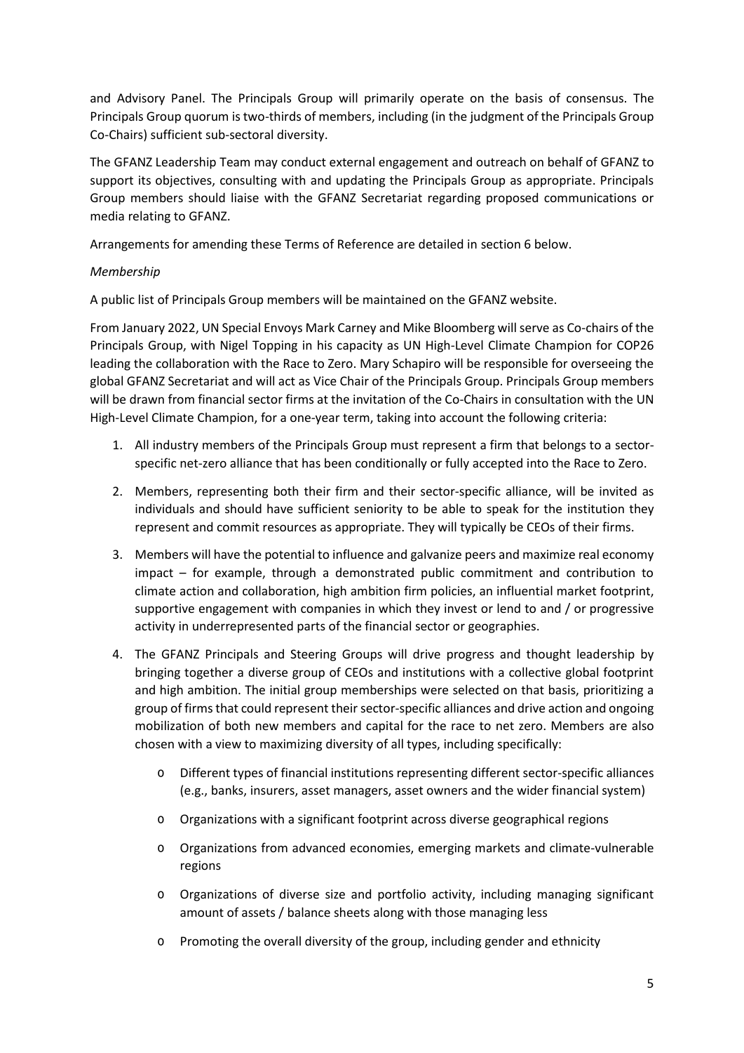and Advisory Panel. The Principals Group will primarily operate on the basis of consensus. The Principals Group quorum is two-thirds of members, including (in the judgment of the Principals Group Co-Chairs) sufficient sub-sectoral diversity.

The GFANZ Leadership Team may conduct external engagement and outreach on behalf of GFANZ to support its objectives, consulting with and updating the Principals Group as appropriate. Principals Group members should liaise with the GFANZ Secretariat regarding proposed communications or media relating to GFANZ.

Arrangements for amending these Terms of Reference are detailed in section 6 below.

*Membership*

A public list of Principals Group members will be maintained on the GFANZ website.

From January 2022, UN Special Envoys Mark Carney and Mike Bloomberg will serve as Co-chairs of the Principals Group, with Nigel Topping in his capacity as UN High-Level Climate Champion for COP26 leading the collaboration with the Race to Zero. Mary Schapiro will be responsible for overseeing the global GFANZ Secretariat and will act as Vice Chair of the Principals Group. Principals Group members will be drawn from financial sector firms at the invitation of the Co-Chairs in consultation with the UN High-Level Climate Champion, for a one-year term, taking into account the following criteria:

1. All industry members of the Principals Group must represent a firm that belongs to a sector-specific net-zero alliance that has been conditionally or fully accepted into the Race to Zero.
2. Members, representing both their firm and their sector-specific alliance, will be invited as individuals and should have sufficient seniority to be able to speak for the institution they represent and commit resources as appropriate. They will typically be CEOs of their firms.
3. Members will have the potential to influence and galvanize peers and maximize real economy impact – for example, through a demonstrated public commitment and contribution to climate action and collaboration, high ambition firm policies, an influential market footprint, supportive engagement with companies in which they invest or lend to and / or progressive activity in underrepresented parts of the financial sector or geographies.
4. The GFANZ Principals and Steering Groups will drive progress and thought leadership by bringing together a diverse group of CEOs and institutions with a collective global footprint and high ambition. The initial group memberships were selected on that basis, prioritizing a group of firms that could represent their sector-specific alliances and drive action and ongoing mobilization of both new members and capital for the race to net zero. Members are also chosen with a view to maximizing diversity of all types, including specifically:
   - Different types of financial institutions representing different sector-specific alliances (e.g., banks, insurers, asset managers, asset owners and the wider financial system)
   - Organizations with a significant footprint across diverse geographical regions
   - Organizations from advanced economies, emerging markets and climate-vulnerable regions
   - Organizations of diverse size and portfolio activity, including managing significant amount of assets / balance sheets along with those managing less
   - Promoting the overall diversity of the group, including gender and ethnicity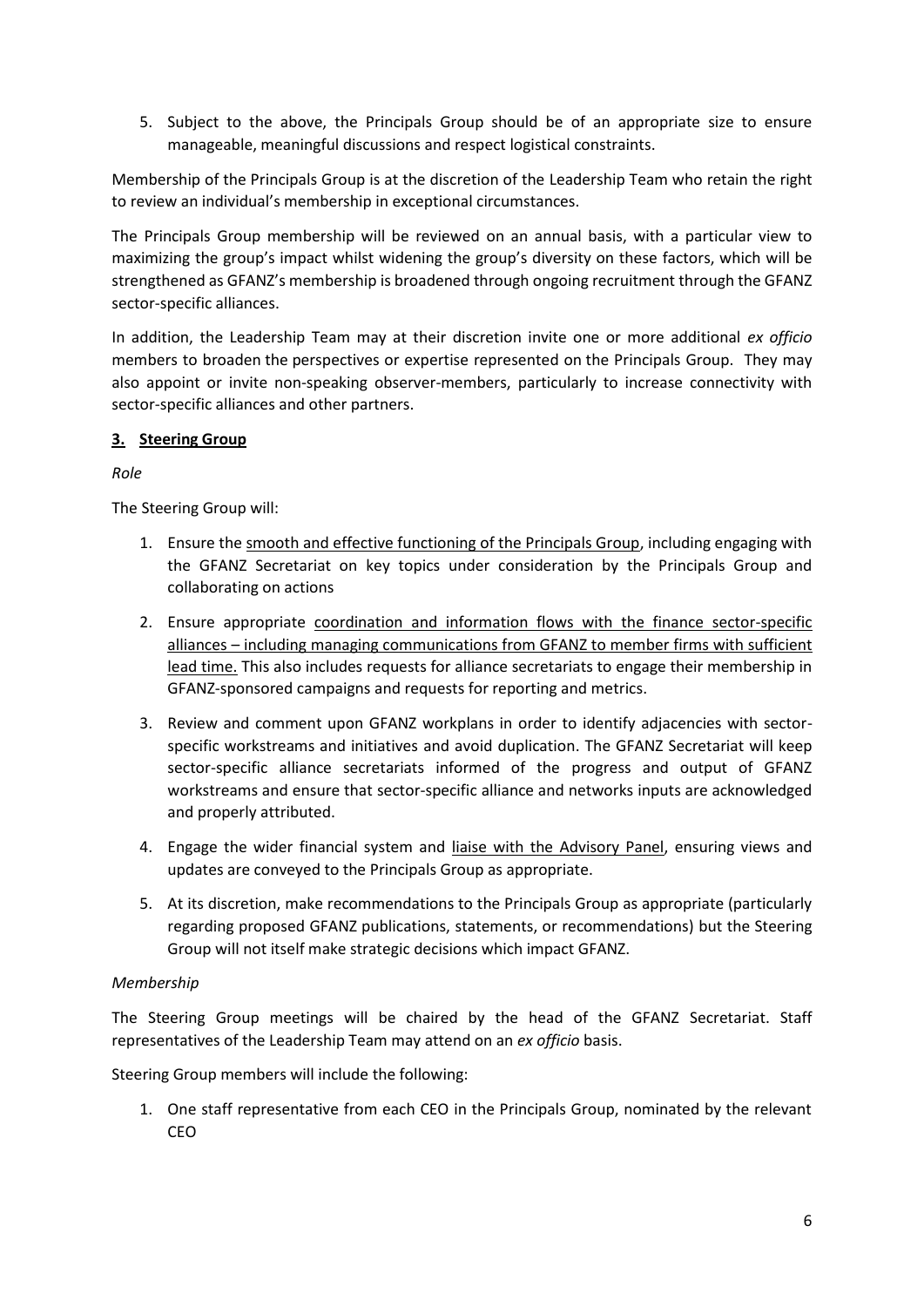5. Subject to the above, the Principals Group should be of an appropriate size to ensure manageable, meaningful discussions and respect logistical constraints.

Membership of the Principals Group is at the discretion of the Leadership Team who retain the right to review an individual's membership in exceptional circumstances.

The Principals Group membership will be reviewed on an annual basis, with a particular view to maximizing the group's impact whilst widening the group's diversity on these factors, which will be strengthened as GFANZ's membership is broadened through ongoing recruitment through the GFANZ sector-specific alliances.

In addition, the Leadership Team may at their discretion invite one or more additional *ex officio* members to broaden the perspectives or expertise represented on the Principals Group. They may also appoint or invite non-speaking observer-members, particularly to increase connectivity with sector-specific alliances and other partners.

### 3. Steering Group

*Role*

The Steering Group will:

1. Ensure the smooth and effective functioning of the Principals Group, including engaging with the GFANZ Secretariat on key topics under consideration by the Principals Group and collaborating on actions
2. Ensure appropriate coordination and information flows with the finance sector-specific alliances – including managing communications from GFANZ to member firms with sufficient lead time. This also includes requests for alliance secretariats to engage their membership in GFANZ-sponsored campaigns and requests for reporting and metrics.
3. Review and comment upon GFANZ workplans in order to identify adjacencies with sector-specific workstreams and initiatives and avoid duplication. The GFANZ Secretariat will keep sector-specific alliance secretariats informed of the progress and output of GFANZ workstreams and ensure that sector-specific alliance and networks inputs are acknowledged and properly attributed.
4. Engage the wider financial system and liaise with the Advisory Panel, ensuring views and updates are conveyed to the Principals Group as appropriate.
5. At its discretion, make recommendations to the Principals Group as appropriate (particularly regarding proposed GFANZ publications, statements, or recommendations) but the Steering Group will not itself make strategic decisions which impact GFANZ.

*Membership*

The Steering Group meetings will be chaired by the head of the GFANZ Secretariat. Staff representatives of the Leadership Team may attend on an *ex officio* basis.

Steering Group members will include the following:

1. One staff representative from each CEO in the Principals Group, nominated by the relevant CEO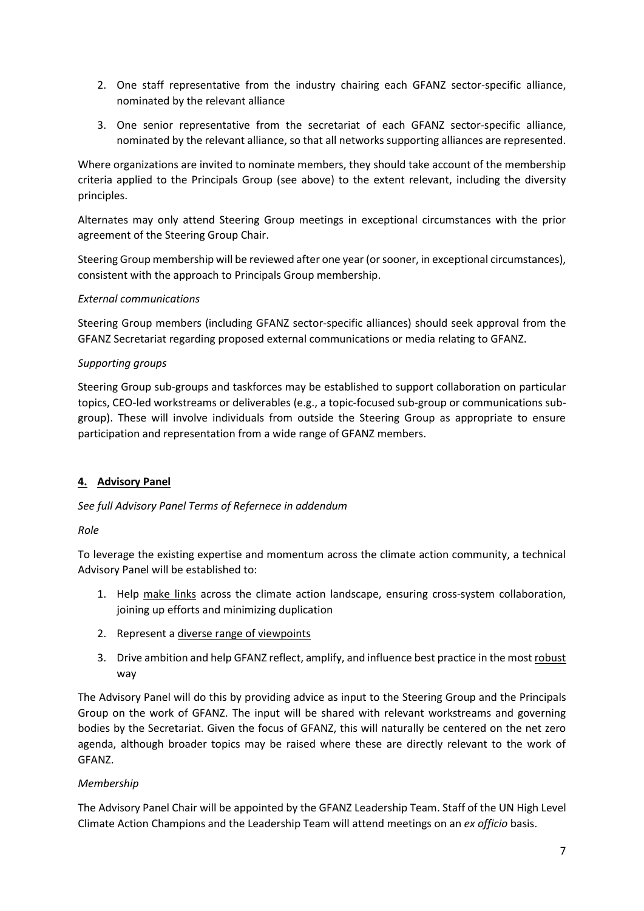2. One staff representative from the industry chairing each GFANZ sector-specific alliance, nominated by the relevant alliance
3. One senior representative from the secretariat of each GFANZ sector-specific alliance, nominated by the relevant alliance, so that all networks supporting alliances are represented.

Where organizations are invited to nominate members, they should take account of the membership criteria applied to the Principals Group (see above) to the extent relevant, including the diversity principles.

Alternates may only attend Steering Group meetings in exceptional circumstances with the prior agreement of the Steering Group Chair.

Steering Group membership will be reviewed after one year (or sooner, in exceptional circumstances), consistent with the approach to Principals Group membership.

*External communications*

Steering Group members (including GFANZ sector-specific alliances) should seek approval from the GFANZ Secretariat regarding proposed external communications or media relating to GFANZ.

*Supporting groups*

Steering Group sub-groups and taskforces may be established to support collaboration on particular topics, CEO-led workstreams or deliverables (e.g., a topic-focused sub-group or communications sub-group). These will involve individuals from outside the Steering Group as appropriate to ensure participation and representation from a wide range of GFANZ members.

## 4. Advisory Panel

*See full Advisory Panel Terms of Refernece in addendum*

*Role*

To leverage the existing expertise and momentum across the climate action community, a technical Advisory Panel will be established to:

1. Help make links across the climate action landscape, ensuring cross-system collaboration, joining up efforts and minimizing duplication
2. Represent a diverse range of viewpoints
3. Drive ambition and help GFANZ reflect, amplify, and influence best practice in the most robust way

The Advisory Panel will do this by providing advice as input to the Steering Group and the Principals Group on the work of GFANZ. The input will be shared with relevant workstreams and governing bodies by the Secretariat. Given the focus of GFANZ, this will naturally be centered on the net zero agenda, although broader topics may be raised where these are directly relevant to the work of GFANZ.

*Membership*

The Advisory Panel Chair will be appointed by the GFANZ Leadership Team. Staff of the UN High Level Climate Action Champions and the Leadership Team will attend meetings on an *ex officio* basis.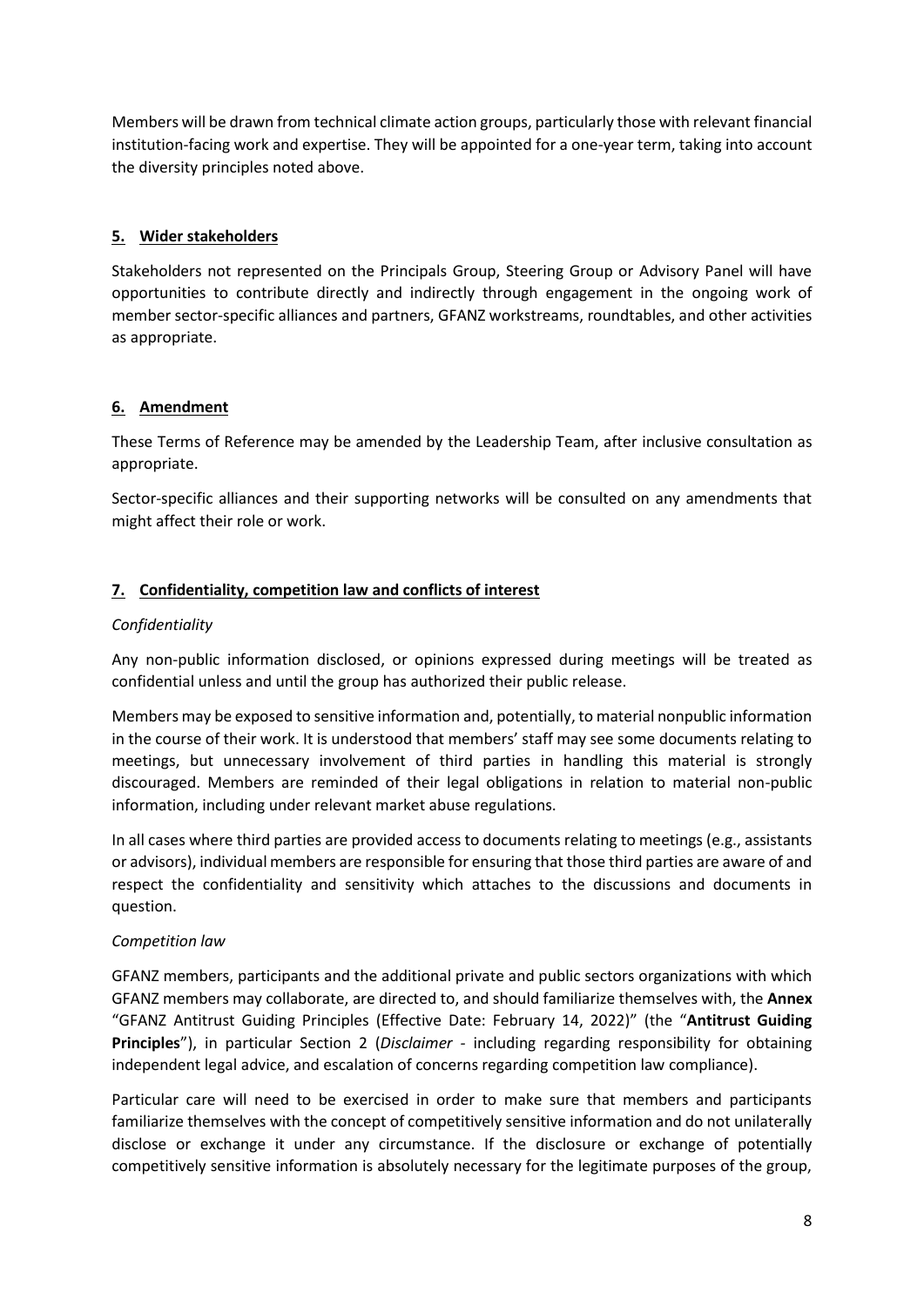Members will be drawn from technical climate action groups, particularly those with relevant financial institution-facing work and expertise. They will be appointed for a one-year term, taking into account the diversity principles noted above.

## 5. Wider stakeholders

Stakeholders not represented on the Principals Group, Steering Group or Advisory Panel will have opportunities to contribute directly and indirectly through engagement in the ongoing work of member sector-specific alliances and partners, GFANZ workstreams, roundtables, and other activities as appropriate.

## 6. Amendment

These Terms of Reference may be amended by the Leadership Team, after inclusive consultation as appropriate.

Sector-specific alliances and their supporting networks will be consulted on any amendments that might affect their role or work.

## 7. Confidentiality, competition law and conflicts of interest

*Confidentiality*

Any non-public information disclosed, or opinions expressed during meetings will be treated as confidential unless and until the group has authorized their public release.

Members may be exposed to sensitive information and, potentially, to material nonpublic information in the course of their work. It is understood that members' staff may see some documents relating to meetings, but unnecessary involvement of third parties in handling this material is strongly discouraged. Members are reminded of their legal obligations in relation to material non-public information, including under relevant market abuse regulations.

In all cases where third parties are provided access to documents relating to meetings (e.g., assistants or advisors), individual members are responsible for ensuring that those third parties are aware of and respect the confidentiality and sensitivity which attaches to the discussions and documents in question.

*Competition law*

GFANZ members, participants and the additional private and public sectors organizations with which GFANZ members may collaborate, are directed to, and should familiarize themselves with, the **Annex** "GFANZ Antitrust Guiding Principles (Effective Date: February 14, 2022)" (the "**Antitrust Guiding Principles**"), in particular Section 2 (*Disclaimer* - including regarding responsibility for obtaining independent legal advice, and escalation of concerns regarding competition law compliance).

Particular care will need to be exercised in order to make sure that members and participants familiarize themselves with the concept of competitively sensitive information and do not unilaterally disclose or exchange it under any circumstance. If the disclosure or exchange of potentially competitively sensitive information is absolutely necessary for the legitimate purposes of the group,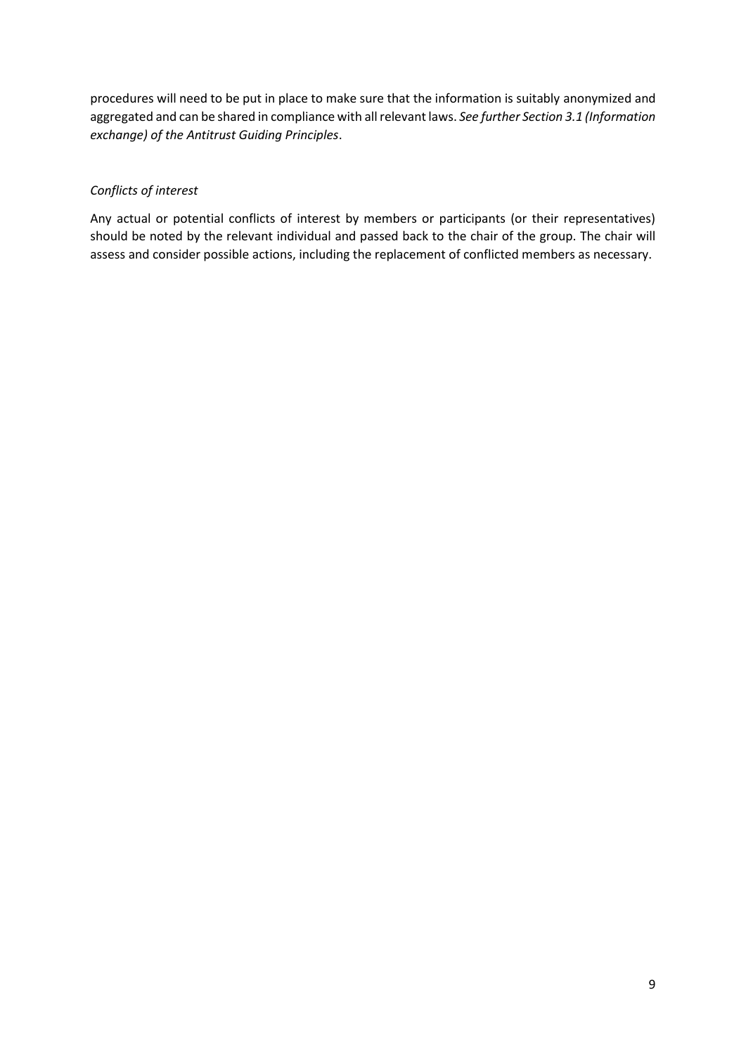procedures will need to be put in place to make sure that the information is suitably anonymized and aggregated and can be shared in compliance with all relevant laws. *See further Section 3.1 (Information exchange) of the Antitrust Guiding Principles*.

*Conflicts of interest*

Any actual or potential conflicts of interest by members or participants (or their representatives) should be noted by the relevant individual and passed back to the chair of the group. The chair will assess and consider possible actions, including the replacement of conflicted members as necessary.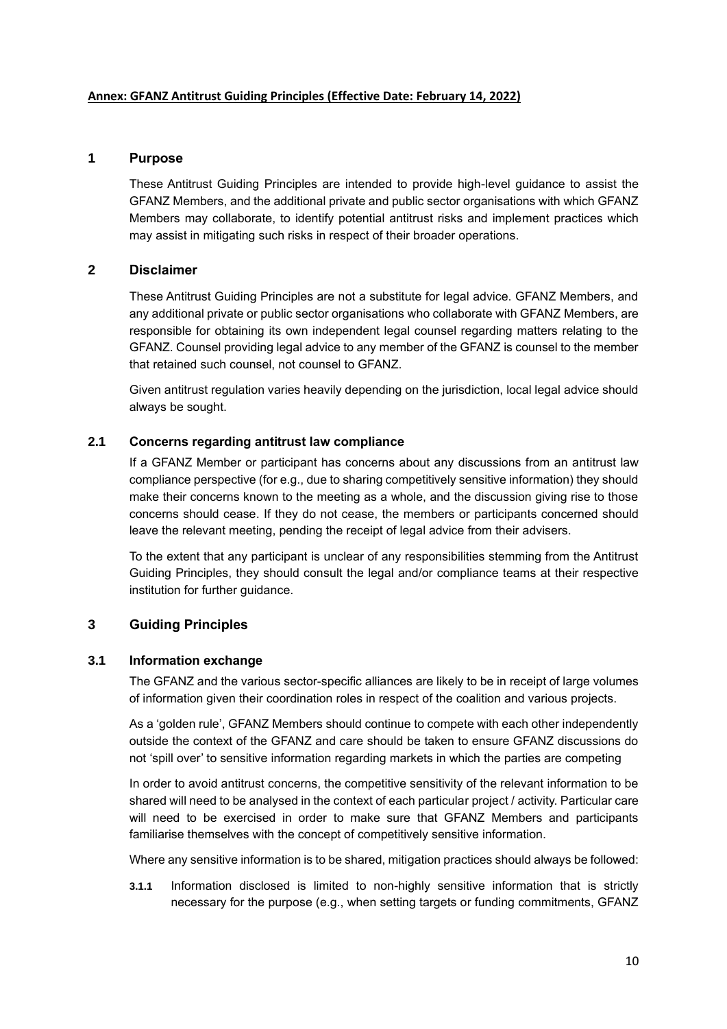**Annex: GFANZ Antitrust Guiding Principles (Effective Date: February 14, 2022)**

## 1 Purpose

These Antitrust Guiding Principles are intended to provide high-level guidance to assist the GFANZ Members, and the additional private and public sector organisations with which GFANZ Members may collaborate, to identify potential antitrust risks and implement practices which may assist in mitigating such risks in respect of their broader operations.

## 2 Disclaimer

These Antitrust Guiding Principles are not a substitute for legal advice. GFANZ Members, and any additional private or public sector organisations who collaborate with GFANZ Members, are responsible for obtaining its own independent legal counsel regarding matters relating to the GFANZ. Counsel providing legal advice to any member of the GFANZ is counsel to the member that retained such counsel, not counsel to GFANZ.

Given antitrust regulation varies heavily depending on the jurisdiction, local legal advice should always be sought.

### 2.1 Concerns regarding antitrust law compliance

If a GFANZ Member or participant has concerns about any discussions from an antitrust law compliance perspective (for e.g., due to sharing competitively sensitive information) they should make their concerns known to the meeting as a whole, and the discussion giving rise to those concerns should cease. If they do not cease, the members or participants concerned should leave the relevant meeting, pending the receipt of legal advice from their advisers.

To the extent that any participant is unclear of any responsibilities stemming from the Antitrust Guiding Principles, they should consult the legal and/or compliance teams at their respective institution for further guidance.

## 3 Guiding Principles

### 3.1 Information exchange

The GFANZ and the various sector-specific alliances are likely to be in receipt of large volumes of information given their coordination roles in respect of the coalition and various projects.

As a 'golden rule', GFANZ Members should continue to compete with each other independently outside the context of the GFANZ and care should be taken to ensure GFANZ discussions do not 'spill over' to sensitive information regarding markets in which the parties are competing

In order to avoid antitrust concerns, the competitive sensitivity of the relevant information to be shared will need to be analysed in the context of each particular project / activity. Particular care will need to be exercised in order to make sure that GFANZ Members and participants familiarise themselves with the concept of competitively sensitive information.

Where any sensitive information is to be shared, mitigation practices should always be followed:

**3.1.1** Information disclosed is limited to non-highly sensitive information that is strictly necessary for the purpose (e.g., when setting targets or funding commitments, GFANZ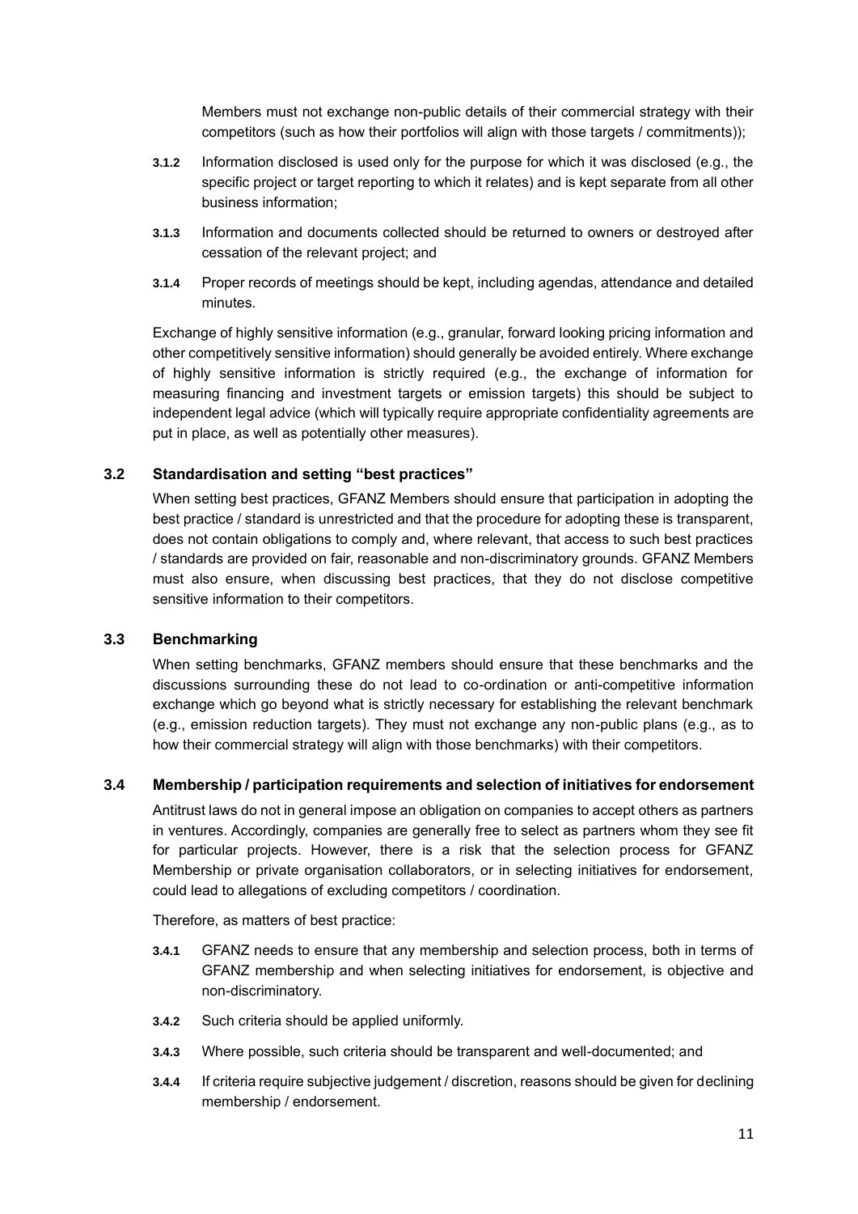Members must not exchange non-public details of their commercial strategy with their competitors (such as how their portfolios will align with those targets / commitments));

**3.1.2** Information disclosed is used only for the purpose for which it was disclosed (e.g., the specific project or target reporting to which it relates) and is kept separate from all other business information;

**3.1.3** Information and documents collected should be returned to owners or destroyed after cessation of the relevant project; and

**3.1.4** Proper records of meetings should be kept, including agendas, attendance and detailed minutes.

Exchange of highly sensitive information (e.g., granular, forward looking pricing information and other competitively sensitive information) should generally be avoided entirely. Where exchange of highly sensitive information is strictly required (e.g., the exchange of information for measuring financing and investment targets or emission targets) this should be subject to independent legal advice (which will typically require appropriate confidentiality agreements are put in place, as well as potentially other measures).

### 3.2 Standardisation and setting "best practices"

When setting best practices, GFANZ Members should ensure that participation in adopting the best practice / standard is unrestricted and that the procedure for adopting these is transparent, does not contain obligations to comply and, where relevant, that access to such best practices / standards are provided on fair, reasonable and non-discriminatory grounds. GFANZ Members must also ensure, when discussing best practices, that they do not disclose competitive sensitive information to their competitors.

### 3.3 Benchmarking

When setting benchmarks, GFANZ members should ensure that these benchmarks and the discussions surrounding these do not lead to co-ordination or anti-competitive information exchange which go beyond what is strictly necessary for establishing the relevant benchmark (e.g., emission reduction targets). They must not exchange any non-public plans (e.g., as to how their commercial strategy will align with those benchmarks) with their competitors.

### 3.4 Membership / participation requirements and selection of initiatives for endorsement

Antitrust laws do not in general impose an obligation on companies to accept others as partners in ventures. Accordingly, companies are generally free to select as partners whom they see fit for particular projects. However, there is a risk that the selection process for GFANZ Membership or private organisation collaborators, or in selecting initiatives for endorsement, could lead to allegations of excluding competitors / coordination.

Therefore, as matters of best practice:

**3.4.1** GFANZ needs to ensure that any membership and selection process, both in terms of GFANZ membership and when selecting initiatives for endorsement, is objective and non-discriminatory.

**3.4.2** Such criteria should be applied uniformly.

**3.4.3** Where possible, such criteria should be transparent and well-documented; and

**3.4.4** If criteria require subjective judgement / discretion, reasons should be given for declining membership / endorsement.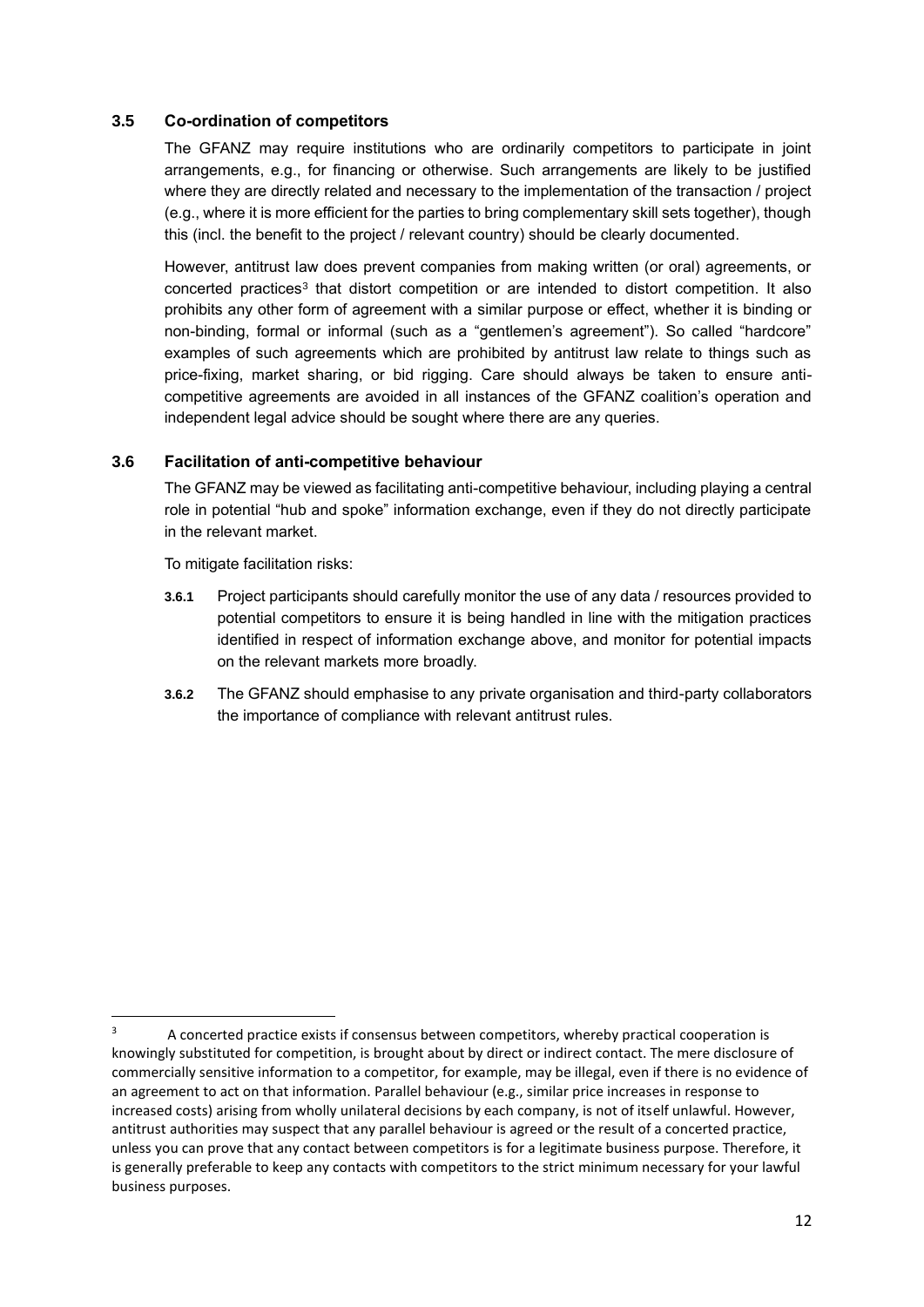### 3.5 Co-ordination of competitors

The GFANZ may require institutions who are ordinarily competitors to participate in joint arrangements, e.g., for financing or otherwise. Such arrangements are likely to be justified where they are directly related and necessary to the implementation of the transaction / project (e.g., where it is more efficient for the parties to bring complementary skill sets together), though this (incl. the benefit to the project / relevant country) should be clearly documented.

However, antitrust law does prevent companies from making written (or oral) agreements, or concerted practices[3] that distort competition or are intended to distort competition. It also prohibits any other form of agreement with a similar purpose or effect, whether it is binding or non-binding, formal or informal (such as a "gentlemen's agreement"). So called "hardcore" examples of such agreements which are prohibited by antitrust law relate to things such as price-fixing, market sharing, or bid rigging. Care should always be taken to ensure anti-competitive agreements are avoided in all instances of the GFANZ coalition's operation and independent legal advice should be sought where there are any queries.

### 3.6 Facilitation of anti-competitive behaviour

The GFANZ may be viewed as facilitating anti-competitive behaviour, including playing a central role in potential "hub and spoke" information exchange, even if they do not directly participate in the relevant market.

To mitigate facilitation risks:

**3.6.1** Project participants should carefully monitor the use of any data / resources provided to potential competitors to ensure it is being handled in line with the mitigation practices identified in respect of information exchange above, and monitor for potential impacts on the relevant markets more broadly.

**3.6.2** The GFANZ should emphasise to any private organisation and third-party collaborators the importance of compliance with relevant antitrust rules.

---

[3] A concerted practice exists if consensus between competitors, whereby practical cooperation is knowingly substituted for competition, is brought about by direct or indirect contact. The mere disclosure of commercially sensitive information to a competitor, for example, may be illegal, even if there is no evidence of an agreement to act on that information. Parallel behaviour (e.g., similar price increases in response to increased costs) arising from wholly unilateral decisions by each company, is not of itself unlawful. However, antitrust authorities may suspect that any parallel behaviour is agreed or the result of a concerted practice, unless you can prove that any contact between competitors is for a legitimate business purpose. Therefore, it is generally preferable to keep any contacts with competitors to the strict minimum necessary for your lawful business purposes.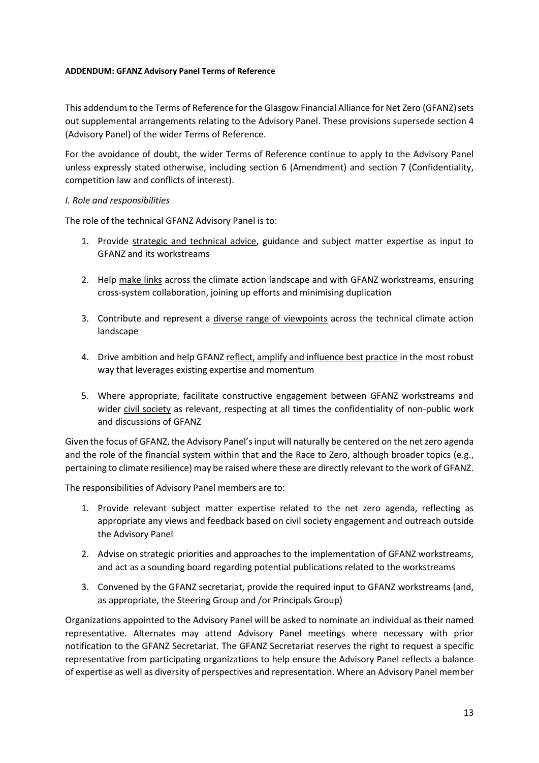**ADDENDUM: GFANZ Advisory Panel Terms of Reference**

This addendum to the Terms of Reference for the Glasgow Financial Alliance for Net Zero (GFANZ) sets out supplemental arrangements relating to the Advisory Panel. These provisions supersede section 4 (Advisory Panel) of the wider Terms of Reference.

For the avoidance of doubt, the wider Terms of Reference continue to apply to the Advisory Panel unless expressly stated otherwise, including section 6 (Amendment) and section 7 (Confidentiality, competition law and conflicts of interest).

*I. Role and responsibilities*

The role of the technical GFANZ Advisory Panel is to:

1. Provide strategic and technical advice, guidance and subject matter expertise as input to GFANZ and its workstreams

2. Help make links across the climate action landscape and with GFANZ workstreams, ensuring cross-system collaboration, joining up efforts and minimising duplication

3. Contribute and represent a diverse range of viewpoints across the technical climate action landscape

4. Drive ambition and help GFANZ reflect, amplify and influence best practice in the most robust way that leverages existing expertise and momentum

5. Where appropriate, facilitate constructive engagement between GFANZ workstreams and wider civil society as relevant, respecting at all times the confidentiality of non-public work and discussions of GFANZ

Given the focus of GFANZ, the Advisory Panel's input will naturally be centered on the net zero agenda and the role of the financial system within that and the Race to Zero, although broader topics (e.g., pertaining to climate resilience) may be raised where these are directly relevant to the work of GFANZ.

The responsibilities of Advisory Panel members are to:

1. Provide relevant subject matter expertise related to the net zero agenda, reflecting as appropriate any views and feedback based on civil society engagement and outreach outside the Advisory Panel

2. Advise on strategic priorities and approaches to the implementation of GFANZ workstreams, and act as a sounding board regarding potential publications related to the workstreams

3. Convened by the GFANZ secretariat, provide the required input to GFANZ workstreams (and, as appropriate, the Steering Group and /or Principals Group)

Organizations appointed to the Advisory Panel will be asked to nominate an individual as their named representative. Alternates may attend Advisory Panel meetings where necessary with prior notification to the GFANZ Secretariat. The GFANZ Secretariat reserves the right to request a specific representative from participating organizations to help ensure the Advisory Panel reflects a balance of expertise as well as diversity of perspectives and representation. Where an Advisory Panel member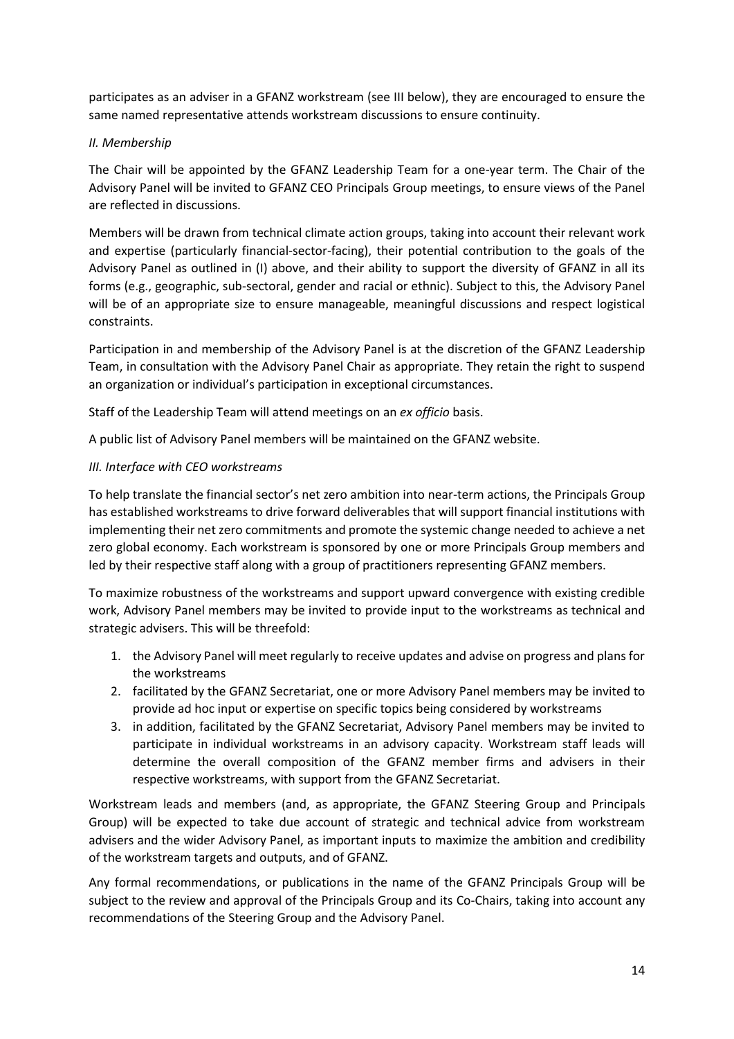participates as an adviser in a GFANZ workstream (see III below), they are encouraged to ensure the same named representative attends workstream discussions to ensure continuity.

*II. Membership*

The Chair will be appointed by the GFANZ Leadership Team for a one-year term. The Chair of the Advisory Panel will be invited to GFANZ CEO Principals Group meetings, to ensure views of the Panel are reflected in discussions.

Members will be drawn from technical climate action groups, taking into account their relevant work and expertise (particularly financial-sector-facing), their potential contribution to the goals of the Advisory Panel as outlined in (I) above, and their ability to support the diversity of GFANZ in all its forms (e.g., geographic, sub-sectoral, gender and racial or ethnic). Subject to this, the Advisory Panel will be of an appropriate size to ensure manageable, meaningful discussions and respect logistical constraints.

Participation in and membership of the Advisory Panel is at the discretion of the GFANZ Leadership Team, in consultation with the Advisory Panel Chair as appropriate. They retain the right to suspend an organization or individual's participation in exceptional circumstances.

Staff of the Leadership Team will attend meetings on an *ex officio* basis.

A public list of Advisory Panel members will be maintained on the GFANZ website.

*III. Interface with CEO workstreams*

To help translate the financial sector's net zero ambition into near-term actions, the Principals Group has established workstreams to drive forward deliverables that will support financial institutions with implementing their net zero commitments and promote the systemic change needed to achieve a net zero global economy. Each workstream is sponsored by one or more Principals Group members and led by their respective staff along with a group of practitioners representing GFANZ members.

To maximize robustness of the workstreams and support upward convergence with existing credible work, Advisory Panel members may be invited to provide input to the workstreams as technical and strategic advisers. This will be threefold:

1. the Advisory Panel will meet regularly to receive updates and advise on progress and plans for the workstreams
2. facilitated by the GFANZ Secretariat, one or more Advisory Panel members may be invited to provide ad hoc input or expertise on specific topics being considered by workstreams
3. in addition, facilitated by the GFANZ Secretariat, Advisory Panel members may be invited to participate in individual workstreams in an advisory capacity. Workstream staff leads will determine the overall composition of the GFANZ member firms and advisers in their respective workstreams, with support from the GFANZ Secretariat.

Workstream leads and members (and, as appropriate, the GFANZ Steering Group and Principals Group) will be expected to take due account of strategic and technical advice from workstream advisers and the wider Advisory Panel, as important inputs to maximize the ambition and credibility of the workstream targets and outputs, and of GFANZ.

Any formal recommendations, or publications in the name of the GFANZ Principals Group will be subject to the review and approval of the Principals Group and its Co-Chairs, taking into account any recommendations of the Steering Group and the Advisory Panel.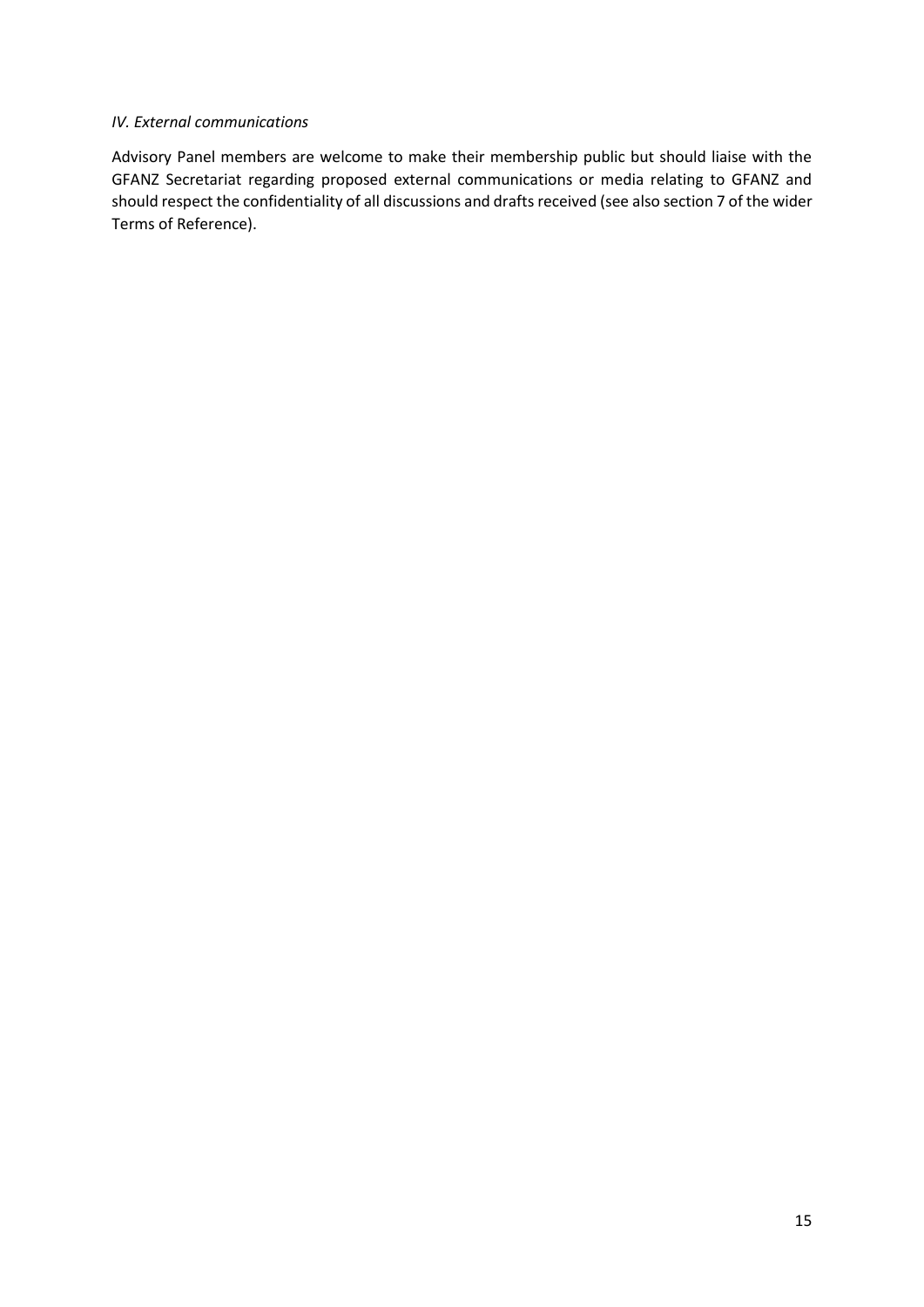*IV. External communications*

Advisory Panel members are welcome to make their membership public but should liaise with the GFANZ Secretariat regarding proposed external communications or media relating to GFANZ and should respect the confidentiality of all discussions and drafts received (see also section 7 of the wider Terms of Reference).